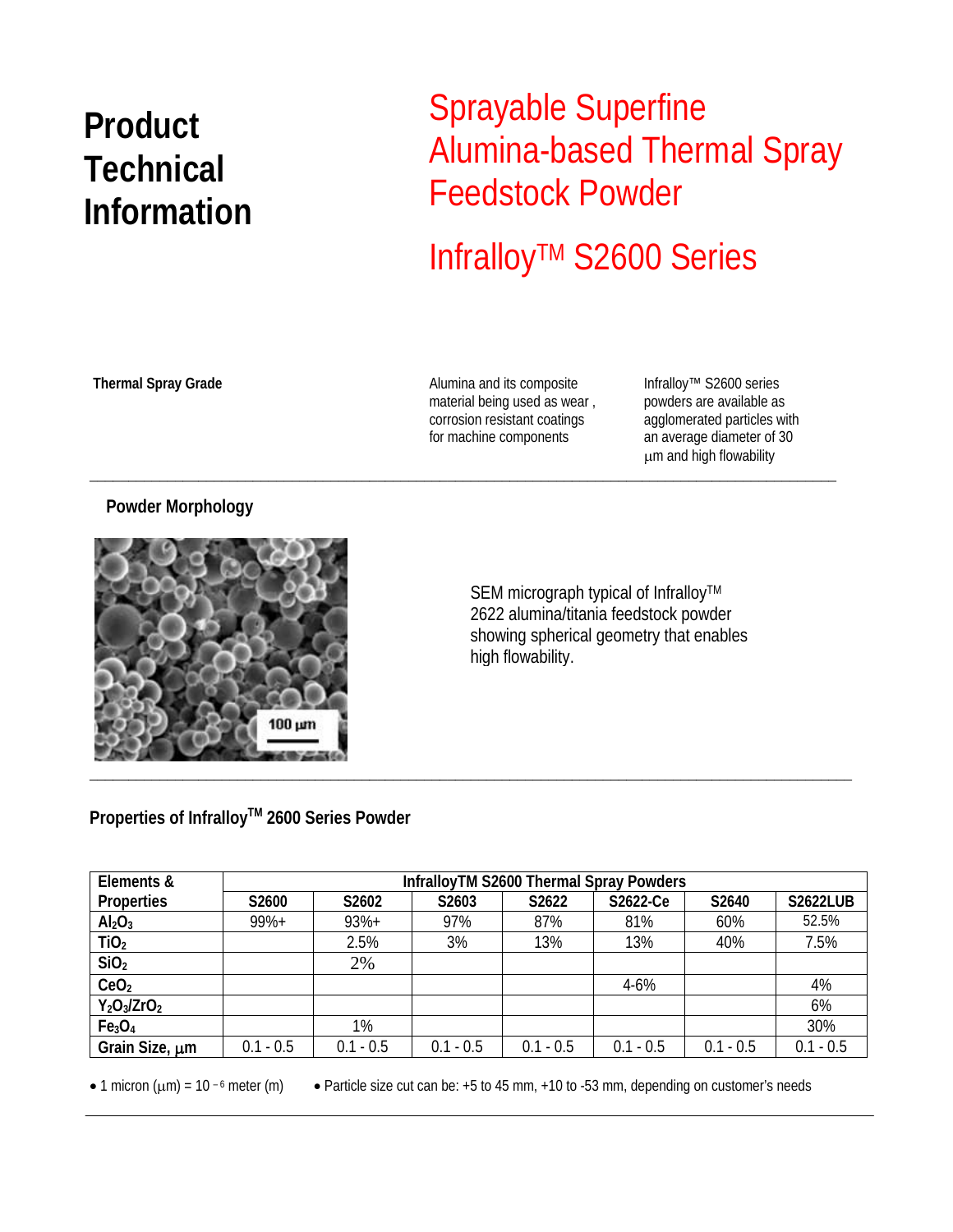# Product Technical Information

# Sprayable Superfine Alumina-based Thermal Spray Feedstock Powder

# Infralloy™ S2600 Series

**Thermal Spray Grade**

Alumina and its composite material being used as wear , corrosion resistant coatings for machine components

Infralloy™ S2600 series powders are available as agglomerated particles with an average diameter of 30 μm and high flowability

---

## Powder Morphology

SEM micrograph typical of Infralloy™ 2622 alumina/titania feedstock powder showing spherical geometry that enables high flowability.

---

## Properties of Infralloy™ 2600 Series Powder

| Elements & Properties | InfralloyTM S2600 Thermal Spray Powders | | | | | | |
|---|---|---|---|---|---|---|---|
| | S2600 | S2602 | S2603 | S2622 | S2622-Ce | S2640 | S2622LUB |
| $Al_2O_3$ | 99%+ | 93%+ | 97% | 87% | 81% | 60% | 52.5% |
| $TiO_2$ | | 2.5% | 3% | 13% | 13% | 40% | 7.5% |
| $SiO_2$ | | 2% | | | | | |
| $CeO_2$ | | | | | 4-6% | | 4% |
| $Y_2O_3/ZrO_2$ | | | | | | | 6% |
| $Fe_3O_4$ | | 1% | | | | | 30% |
| Grain Size, μm | 0.1 - 0.5 | 0.1 - 0.5 | 0.1 - 0.5 | 0.1 - 0.5 | 0.1 - 0.5 | 0.1 - 0.5 | 0.1 - 0.5 |

- 1 micron (μm) = $10^{-6}$ meter (m)
- Particle size cut can be: +5 to 45 mm, +10 to -53 mm, depending on customer's needs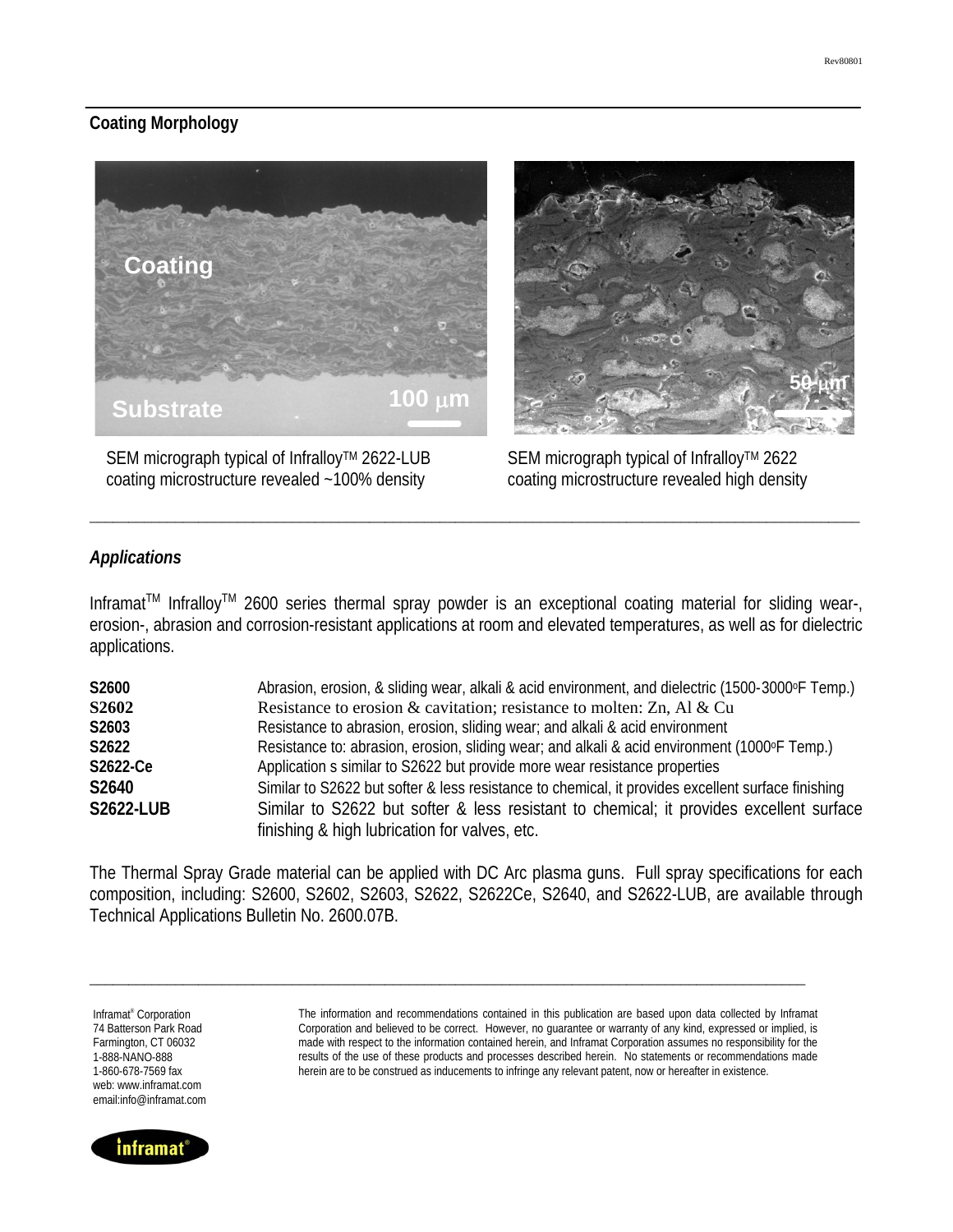## Coating Morphology

Coating

Substrate

100 μm

SEM micrograph typical of Infralloy™ 2622-LUB coating microstructure revealed ~100% density

50 μm

SEM micrograph typical of Infralloy™ 2622 coating microstructure revealed high density

### *Applications*

Inframat™ Infralloy™ 2600 series thermal spray powder is an exceptional coating material for sliding wear-, erosion-, abrasion and corrosion-resistant applications at room and elevated temperatures, as well as for dielectric applications.

| | |
|---|---|
| **S2600** | Abrasion, erosion, & sliding wear, alkali & acid environment, and dielectric (1500-3000°F Temp.) |
| **S2602** | Resistance to erosion & cavitation; resistance to molten: Zn, Al & Cu |
| **S2603** | Resistance to abrasion, erosion, sliding wear; and alkali & acid environment |
| **S2622** | Resistance to: abrasion, erosion, sliding wear; and alkali & acid environment (1000°F Temp.) |
| **S2622-Ce** | Application s similar to S2622 but provide more wear resistance properties |
| **S2640** | Similar to S2622 but softer & less resistance to chemical, it provides excellent surface finishing |
| **S2622-LUB** | Similar to S2622 but softer & less resistant to chemical; it provides excellent surface finishing & high lubrication for valves, etc. |

The Thermal Spray Grade material can be applied with DC Arc plasma guns. Full spray specifications for each composition, including: S2600, S2602, S2603, S2622, S2622Ce, S2640, and S2622-LUB, are available through Technical Applications Bulletin No. 2600.07B.

Inframat® Corporation
74 Batterson Park Road
Farmington, CT 06032
1-888-NANO-888
1-860-678-7569 fax
web: www.inframat.com
email:info@inframat.com

The information and recommendations contained in this publication are based upon data collected by Inframat Corporation and believed to be correct. However, no guarantee or warranty of any kind, expressed or implied, is made with respect to the information contained herein, and Inframat Corporation assumes no responsibility for the results of the use of these products and processes described herein. No statements or recommendations made herein are to be construed as inducements to infringe any relevant patent, now or hereafter in existence.

inframat®